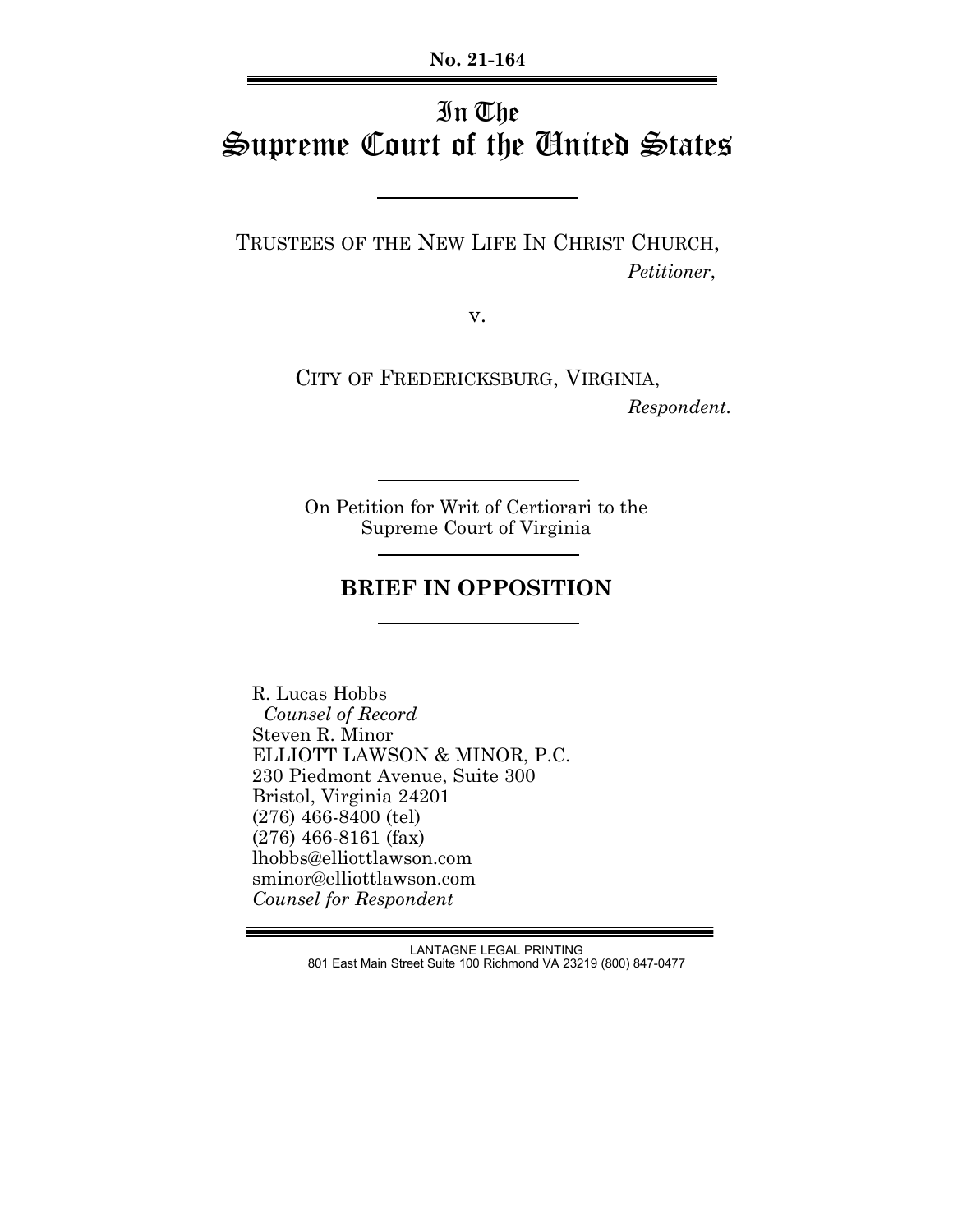**No. 21-164**

# In The Supreme Court of the United States

---

TRUSTEES OF THE NEW LIFE IN CHRIST CHURCH,

*Petitioner*,

v.

CITY OF FREDERICKSBURG, VIRGINIA,

*Respondent*.

---

On Petition for Writ of Certiorari to the Supreme Court of Virginia

---

## BRIEF IN OPPOSITION

---

R. Lucas Hobbs
*Counsel of Record*
Steven R. Minor
ELLIOTT LAWSON & MINOR, P.C.
230 Piedmont Avenue, Suite 300
Bristol, Virginia 24201
(276) 466-8400 (tel)
(276) 466-8161 (fax)
lhobbs@elliottlawson.com
sminor@elliottlawson.com
*Counsel for Respondent*

LANTAGNE LEGAL PRINTING
801 East Main Street Suite 100 Richmond VA 23219 (800) 847-0477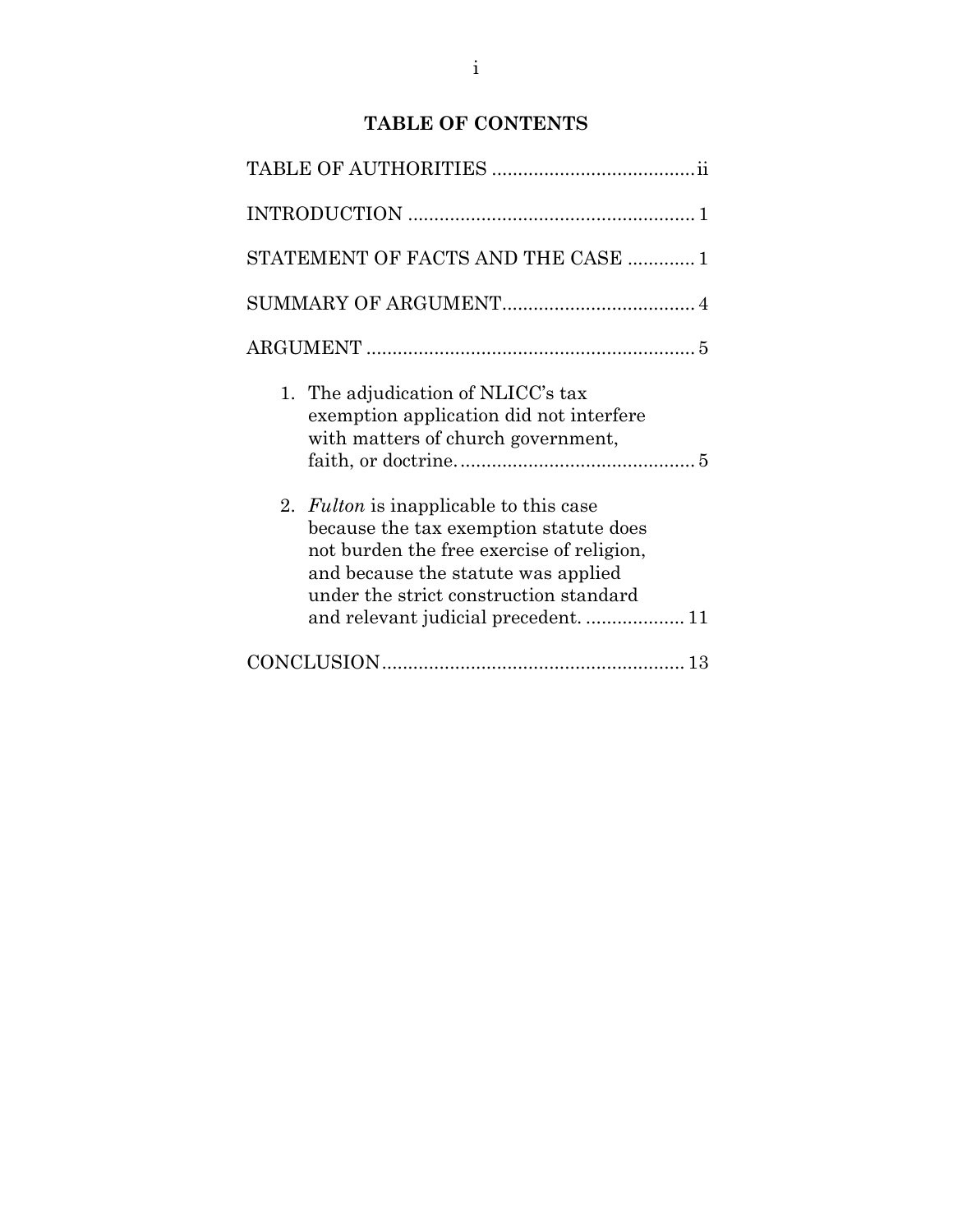# TABLE OF CONTENTS

TABLE OF AUTHORITIES ....................................... ii

INTRODUCTION ....................................................... 1

STATEMENT OF FACTS AND THE CASE ............. 1

SUMMARY OF ARGUMENT..................................... 4

ARGUMENT ............................................................... 5

1. The adjudication of NLICC's tax exemption application did not interfere with matters of church government, faith, or doctrine. ............................................ 5

2. *Fulton* is inapplicable to this case because the tax exemption statute does not burden the free exercise of religion, and because the statute was applied under the strict construction standard and relevant judicial precedent. ................... 11

CONCLUSION.......................................................... 13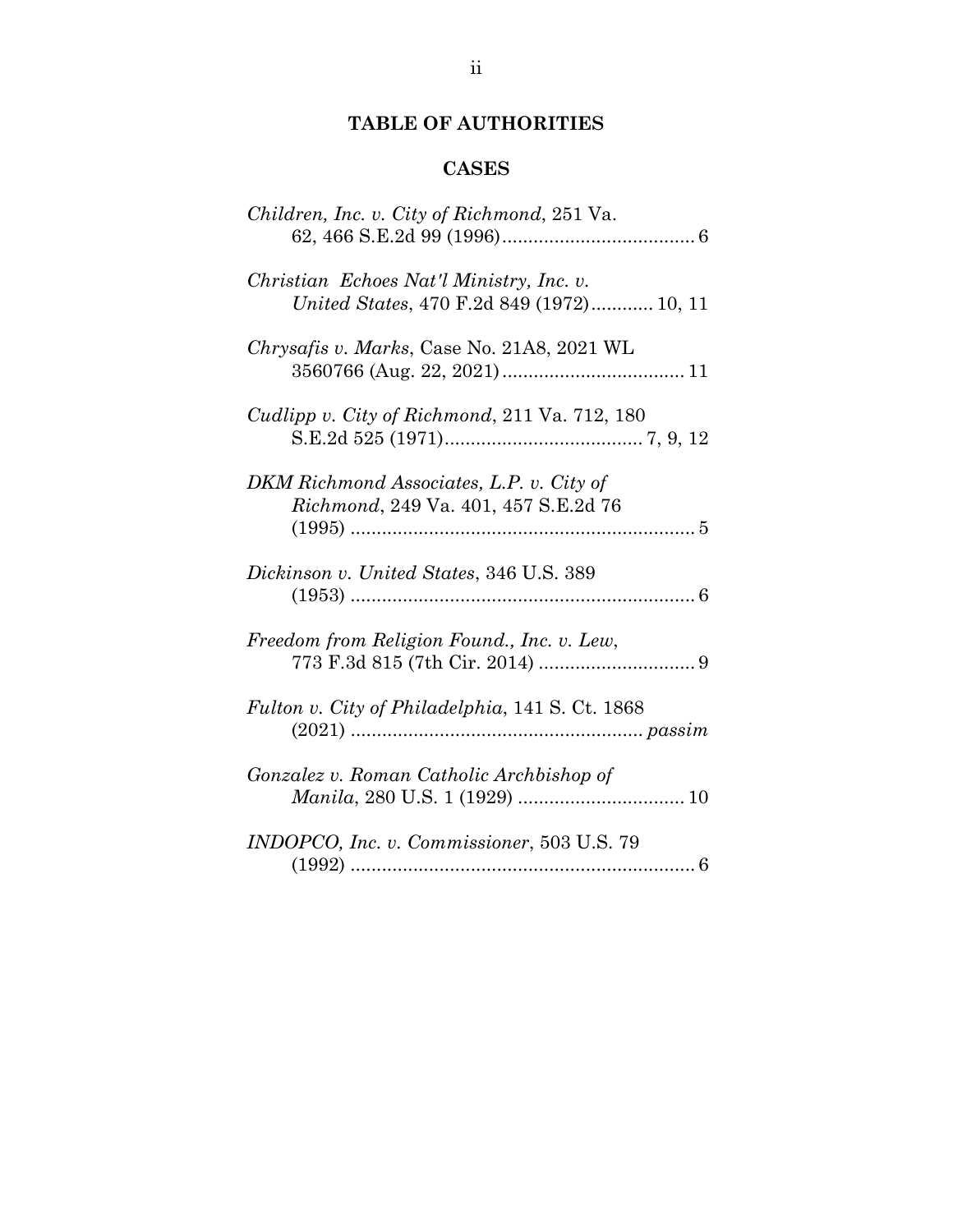# TABLE OF AUTHORITIES

## CASES

*Children, Inc. v. City of Richmond*, 251 Va. 62, 466 S.E.2d 99 (1996).................................... 6

*Christian Echoes Nat'l Ministry, Inc. v. United States*, 470 F.2d 849 (1972)............ 10, 11

*Chrysafis v. Marks*, Case No. 21A8, 2021 WL 3560766 (Aug. 22, 2021).................................. 11

*Cudlipp v. City of Richmond*, 211 Va. 712, 180 S.E.2d 525 (1971)..................................... 7, 9, 12

*DKM Richmond Associates, L.P. v. City of Richmond*, 249 Va. 401, 457 S.E.2d 76 (1995) .................................................................. 5

*Dickinson v. United States*, 346 U.S. 389 (1953) .................................................................. 6

*Freedom from Religion Found., Inc. v. Lew*, 773 F.3d 815 (7th Cir. 2014) .............................. 9

*Fulton v. City of Philadelphia*, 141 S. Ct. 1868 (2021) ....................................................... *passim*

*Gonzalez v. Roman Catholic Archbishop of Manila*, 280 U.S. 1 (1929) ................................ 10

*INDOPCO, Inc. v. Commissioner*, 503 U.S. 79 (1992) .................................................................. 6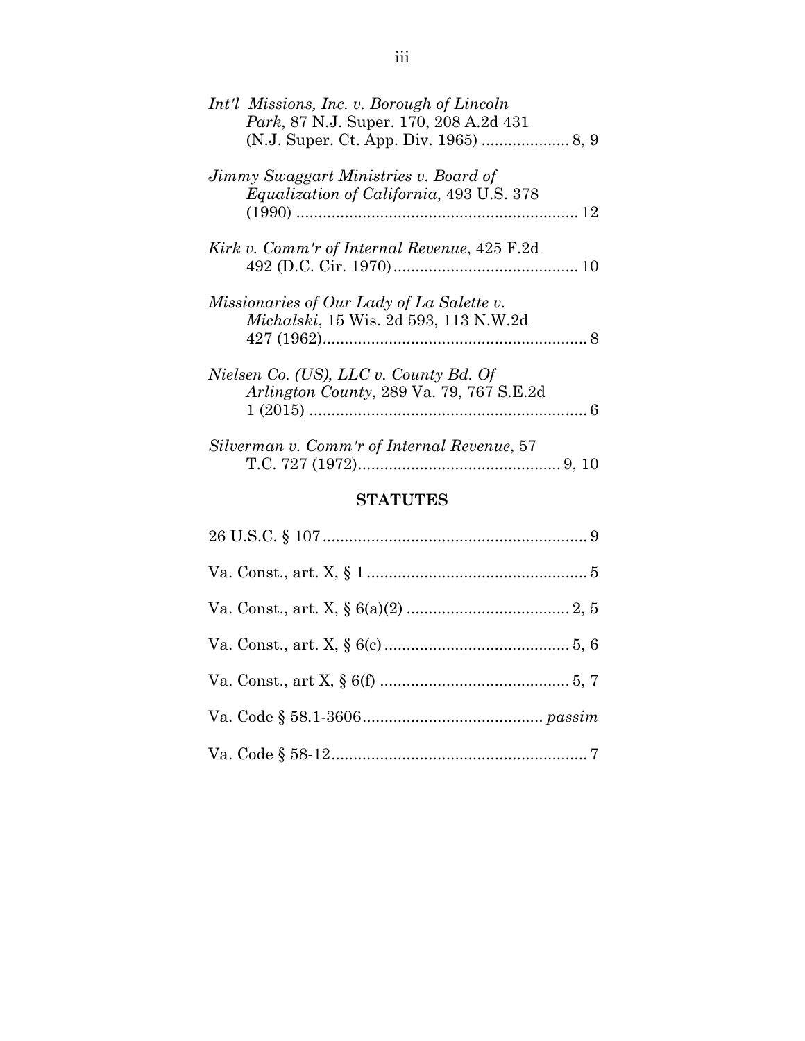*Int'l Missions, Inc. v. Borough of Lincoln Park*, 87 N.J. Super. 170, 208 A.2d 431 (N.J. Super. Ct. App. Div. 1965) .................... 8, 9

*Jimmy Swaggart Ministries v. Board of Equalization of California*, 493 U.S. 378 (1990) ................................................................ 12

*Kirk v. Comm'r of Internal Revenue*, 425 F.2d 492 (D.C. Cir. 1970).......................................... 10

*Missionaries of Our Lady of La Salette v. Michalski*, 15 Wis. 2d 593, 113 N.W.2d 427 (1962)............................................................ 8

*Nielsen Co. (US), LLC v. County Bd. Of Arlington County*, 289 Va. 79, 767 S.E.2d 1 (2015) ................................................................ 6

*Silverman v. Comm'r of Internal Revenue*, 57 T.C. 727 (1972).............................................. 9, 10

## STATUTES

26 U.S.C. § 107............................................................ 9

Va. Const., art. X, § 1.................................................. 5

Va. Const., art. X, § 6(a)(2) ..................................... 2, 5

Va. Const., art. X, § 6(c).......................................... 5, 6

Va. Const., art X, § 6(f) ........................................... 5, 7

Va. Code § 58.1-3606........................................ *passim*

Va. Code § 58-12.......................................................... 7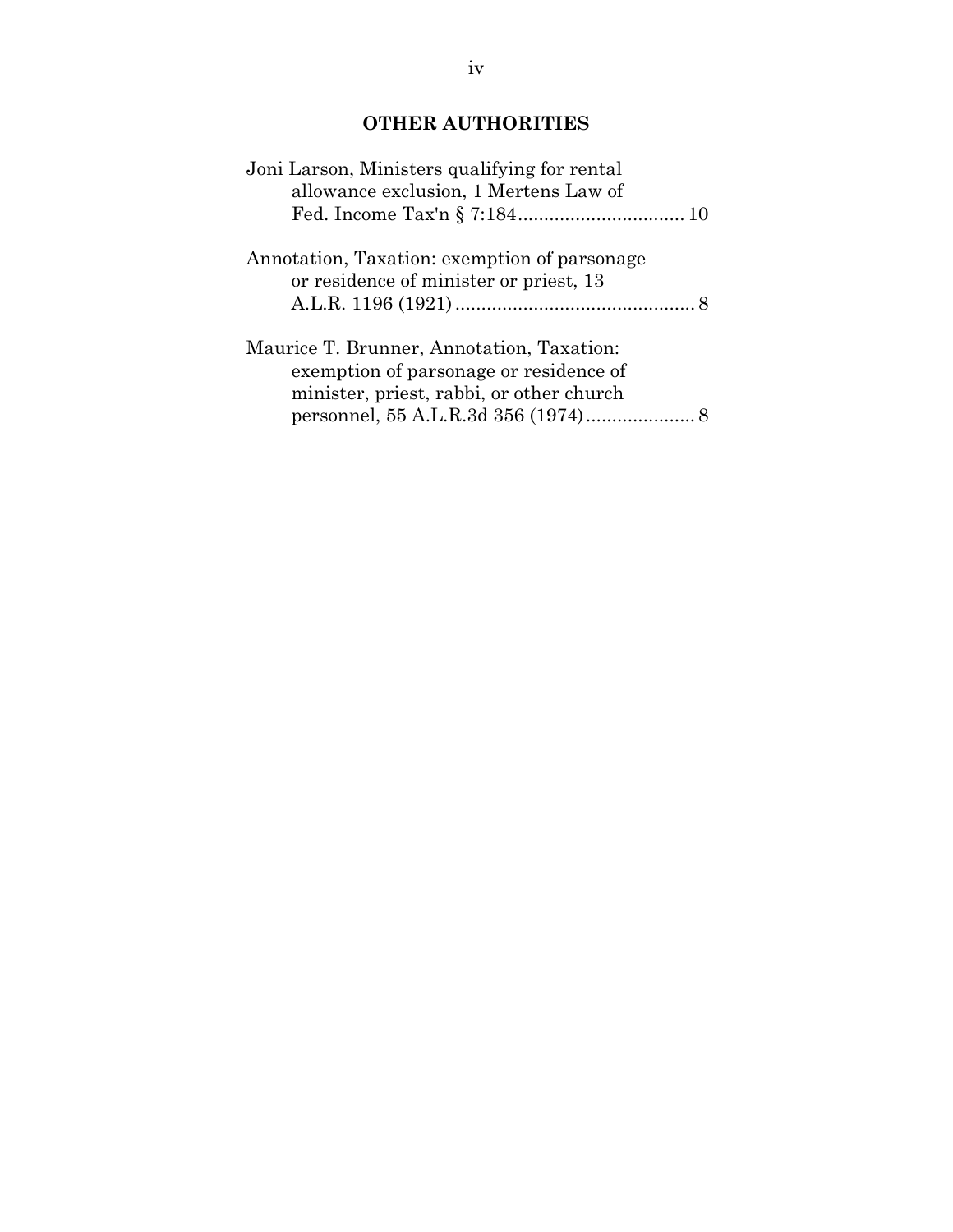## OTHER AUTHORITIES

Joni Larson, Ministers qualifying for rental allowance exclusion, 1 Mertens Law of Fed. Income Tax'n § 7:184................................ 10

Annotation, Taxation: exemption of parsonage or residence of minister or priest, 13 A.L.R. 1196 (1921)............................................. 8

Maurice T. Brunner, Annotation, Taxation: exemption of parsonage or residence of minister, priest, rabbi, or other church personnel, 55 A.L.R.3d 356 (1974)..................... 8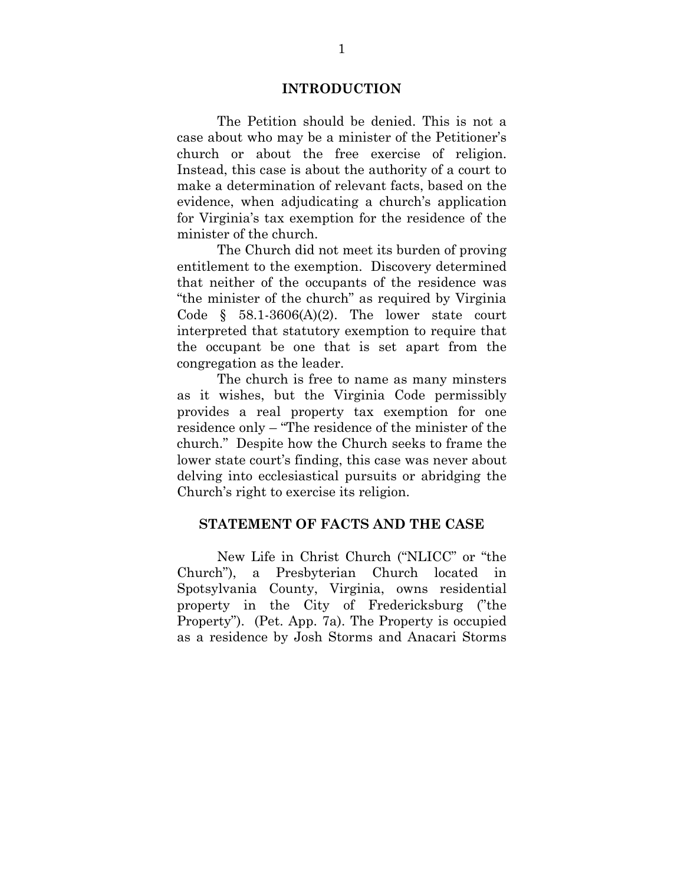## INTRODUCTION

The Petition should be denied. This is not a case about who may be a minister of the Petitioner's church or about the free exercise of religion. Instead, this case is about the authority of a court to make a determination of relevant facts, based on the evidence, when adjudicating a church's application for Virginia's tax exemption for the residence of the minister of the church.

The Church did not meet its burden of proving entitlement to the exemption. Discovery determined that neither of the occupants of the residence was "the minister of the church" as required by Virginia Code § 58.1-3606(A)(2). The lower state court interpreted that statutory exemption to require that the occupant be one that is set apart from the congregation as the leader.

The church is free to name as many minsters as it wishes, but the Virginia Code permissibly provides a real property tax exemption for one residence only – "The residence of the minister of the church." Despite how the Church seeks to frame the lower state court's finding, this case was never about delving into ecclesiastical pursuits or abridging the Church's right to exercise its religion.

## STATEMENT OF FACTS AND THE CASE

New Life in Christ Church ("NLICC" or "the Church"), a Presbyterian Church located in Spotsylvania County, Virginia, owns residential property in the City of Fredericksburg ("the Property"). (Pet. App. 7a). The Property is occupied as a residence by Josh Storms and Anacari Storms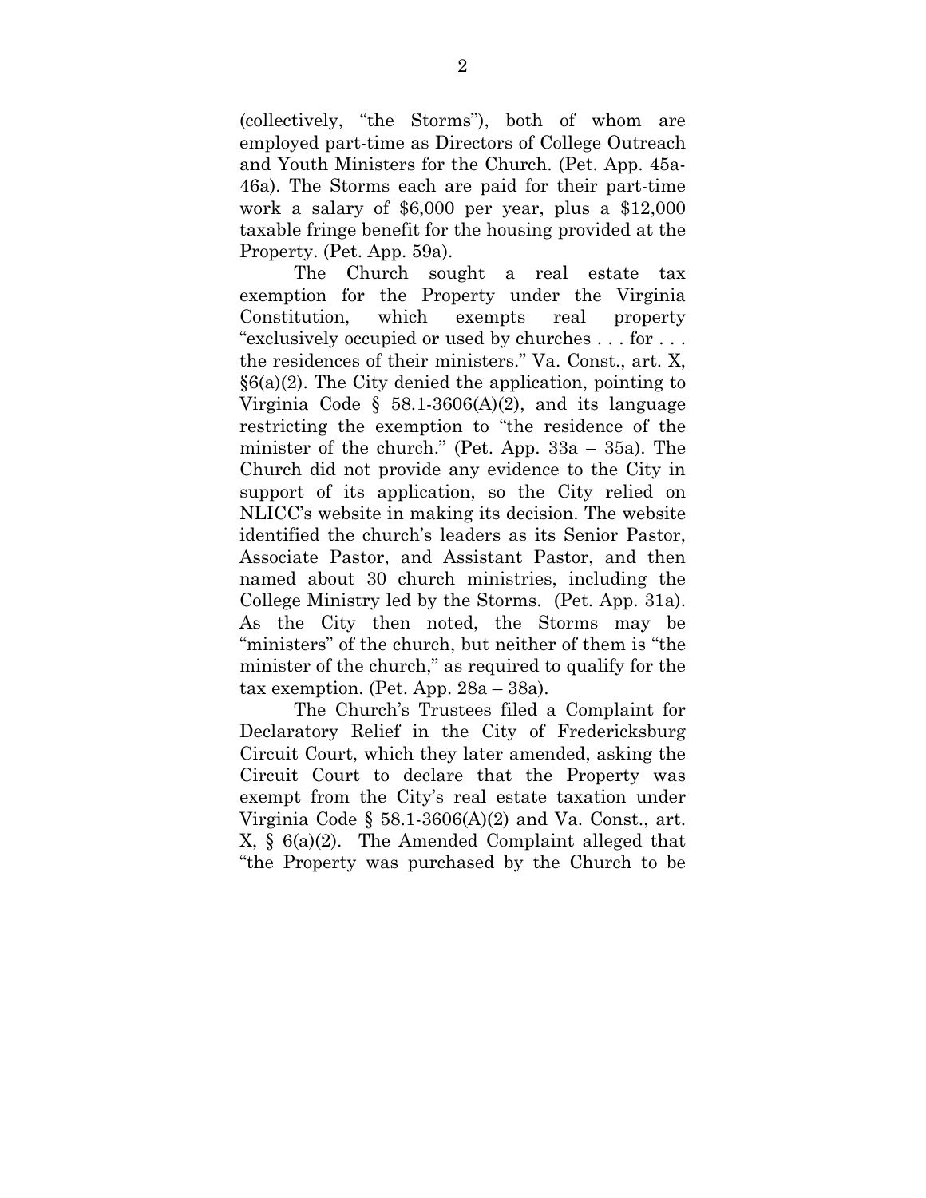(collectively, "the Storms"), both of whom are employed part-time as Directors of College Outreach and Youth Ministers for the Church. (Pet. App. 45a-46a). The Storms each are paid for their part-time work a salary of $6,000 per year, plus a $12,000 taxable fringe benefit for the housing provided at the Property. (Pet. App. 59a).

The Church sought a real estate tax exemption for the Property under the Virginia Constitution, which exempts real property "exclusively occupied or used by churches . . . for . . . the residences of their ministers." Va. Const., art. X, §6(a)(2). The City denied the application, pointing to Virginia Code § 58.1-3606(A)(2), and its language restricting the exemption to "the residence of the minister of the church." (Pet. App. 33a – 35a). The Church did not provide any evidence to the City in support of its application, so the City relied on NLICC's website in making its decision. The website identified the church's leaders as its Senior Pastor, Associate Pastor, and Assistant Pastor, and then named about 30 church ministries, including the College Ministry led by the Storms. (Pet. App. 31a). As the City then noted, the Storms may be "ministers" of the church, but neither of them is "the minister of the church," as required to qualify for the tax exemption. (Pet. App. 28a – 38a).

The Church's Trustees filed a Complaint for Declaratory Relief in the City of Fredericksburg Circuit Court, which they later amended, asking the Circuit Court to declare that the Property was exempt from the City's real estate taxation under Virginia Code § 58.1-3606(A)(2) and Va. Const., art. X, § 6(a)(2). The Amended Complaint alleged that "the Property was purchased by the Church to be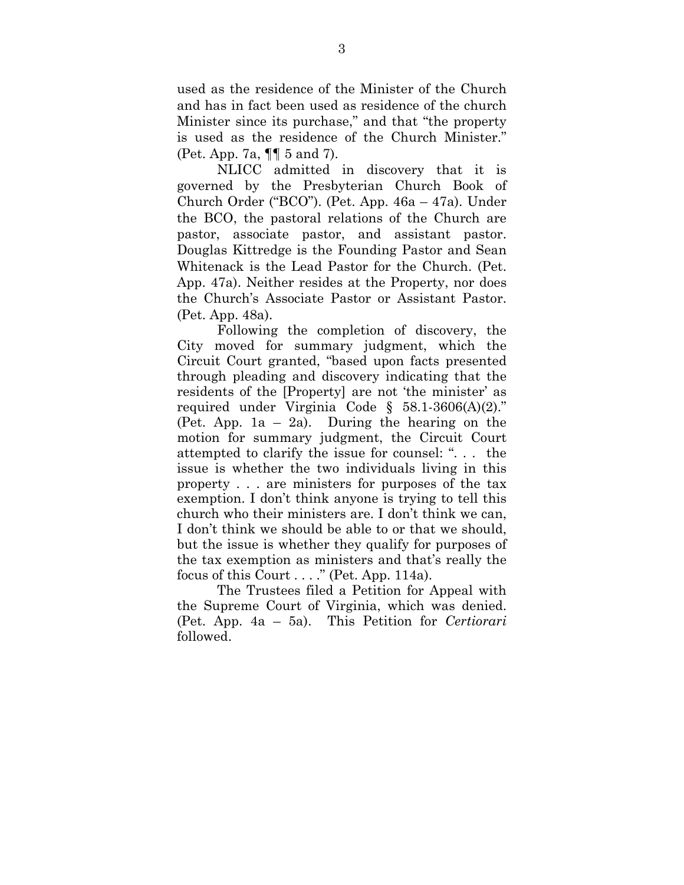used as the residence of the Minister of the Church and has in fact been used as residence of the church Minister since its purchase," and that "the property is used as the residence of the Church Minister." (Pet. App. 7a, ¶¶ 5 and 7).

NLICC admitted in discovery that it is governed by the Presbyterian Church Book of Church Order ("BCO"). (Pet. App. 46a – 47a). Under the BCO, the pastoral relations of the Church are pastor, associate pastor, and assistant pastor. Douglas Kittredge is the Founding Pastor and Sean Whitenack is the Lead Pastor for the Church. (Pet. App. 47a). Neither resides at the Property, nor does the Church's Associate Pastor or Assistant Pastor. (Pet. App. 48a).

Following the completion of discovery, the City moved for summary judgment, which the Circuit Court granted, "based upon facts presented through pleading and discovery indicating that the residents of the [Property] are not 'the minister' as required under Virginia Code § 58.1-3606(A)(2)." (Pet. App. 1a – 2a). During the hearing on the motion for summary judgment, the Circuit Court attempted to clarify the issue for counsel: ". . . the issue is whether the two individuals living in this property . . . are ministers for purposes of the tax exemption. I don't think anyone is trying to tell this church who their ministers are. I don't think we can, I don't think we should be able to or that we should, but the issue is whether they qualify for purposes of the tax exemption as ministers and that's really the focus of this Court . . . ." (Pet. App. 114a).

The Trustees filed a Petition for Appeal with the Supreme Court of Virginia, which was denied. (Pet. App. 4a – 5a). This Petition for *Certiorari* followed.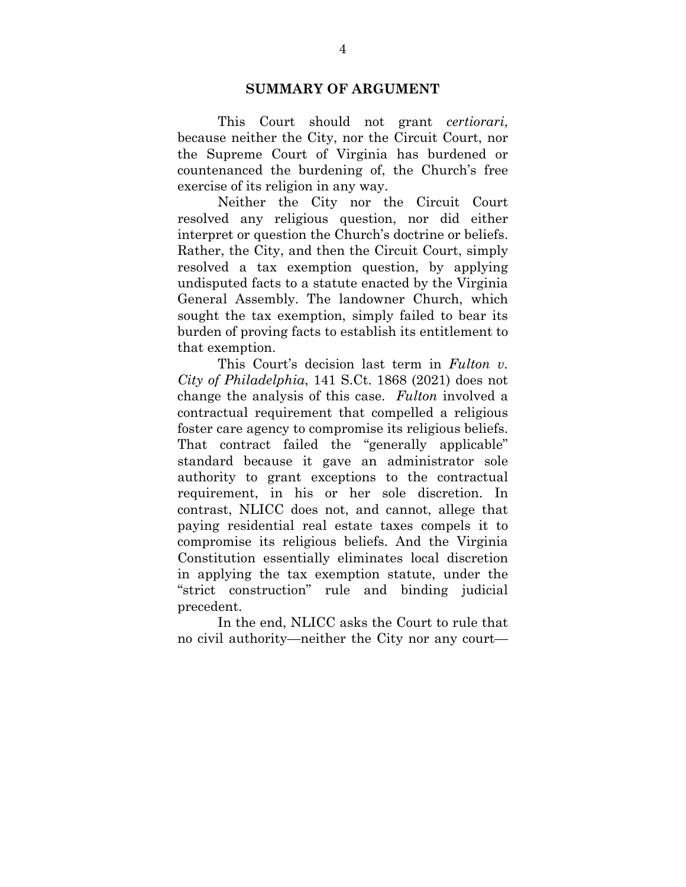## SUMMARY OF ARGUMENT

This Court should not grant *certiorari*, because neither the City, nor the Circuit Court, nor the Supreme Court of Virginia has burdened or countenanced the burdening of, the Church's free exercise of its religion in any way.

Neither the City nor the Circuit Court resolved any religious question, nor did either interpret or question the Church's doctrine or beliefs. Rather, the City, and then the Circuit Court, simply resolved a tax exemption question, by applying undisputed facts to a statute enacted by the Virginia General Assembly. The landowner Church, which sought the tax exemption, simply failed to bear its burden of proving facts to establish its entitlement to that exemption.

This Court's decision last term in *Fulton v. City of Philadelphia*, 141 S.Ct. 1868 (2021) does not change the analysis of this case. *Fulton* involved a contractual requirement that compelled a religious foster care agency to compromise its religious beliefs. That contract failed the "generally applicable" standard because it gave an administrator sole authority to grant exceptions to the contractual requirement, in his or her sole discretion. In contrast, NLICC does not, and cannot, allege that paying residential real estate taxes compels it to compromise its religious beliefs. And the Virginia Constitution essentially eliminates local discretion in applying the tax exemption statute, under the "strict construction" rule and binding judicial precedent.

In the end, NLICC asks the Court to rule that no civil authority—neither the City nor any court—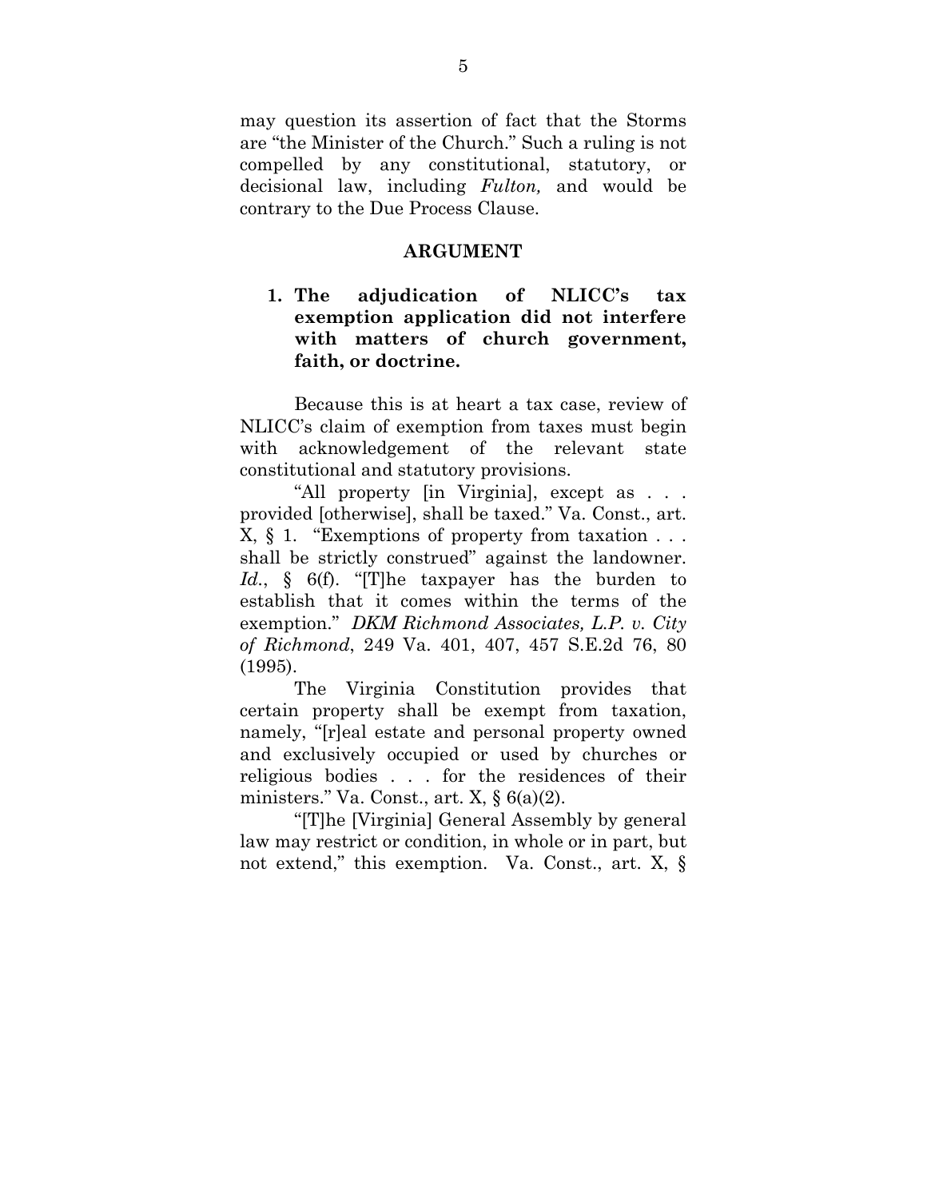may question its assertion of fact that the Storms are "the Minister of the Church." Such a ruling is not compelled by any constitutional, statutory, or decisional law, including *Fulton,* and would be contrary to the Due Process Clause.

## ARGUMENT

### 1. The adjudication of NLICC's tax exemption application did not interfere with matters of church government, faith, or doctrine.

Because this is at heart a tax case, review of NLICC's claim of exemption from taxes must begin with acknowledgement of the relevant state constitutional and statutory provisions.

"All property [in Virginia], except as . . . provided [otherwise], shall be taxed." Va. Const., art. X, § 1. "Exemptions of property from taxation . . . shall be strictly construed" against the landowner. *Id.*, § 6(f). "[T]he taxpayer has the burden to establish that it comes within the terms of the exemption." *DKM Richmond Associates, L.P. v. City of Richmond*, 249 Va. 401, 407, 457 S.E.2d 76, 80 (1995).

The Virginia Constitution provides that certain property shall be exempt from taxation, namely, "[r]eal estate and personal property owned and exclusively occupied or used by churches or religious bodies . . . for the residences of their ministers." Va. Const., art. X, § 6(a)(2).

"[T]he [Virginia] General Assembly by general law may restrict or condition, in whole or in part, but not extend," this exemption. Va. Const., art. X, §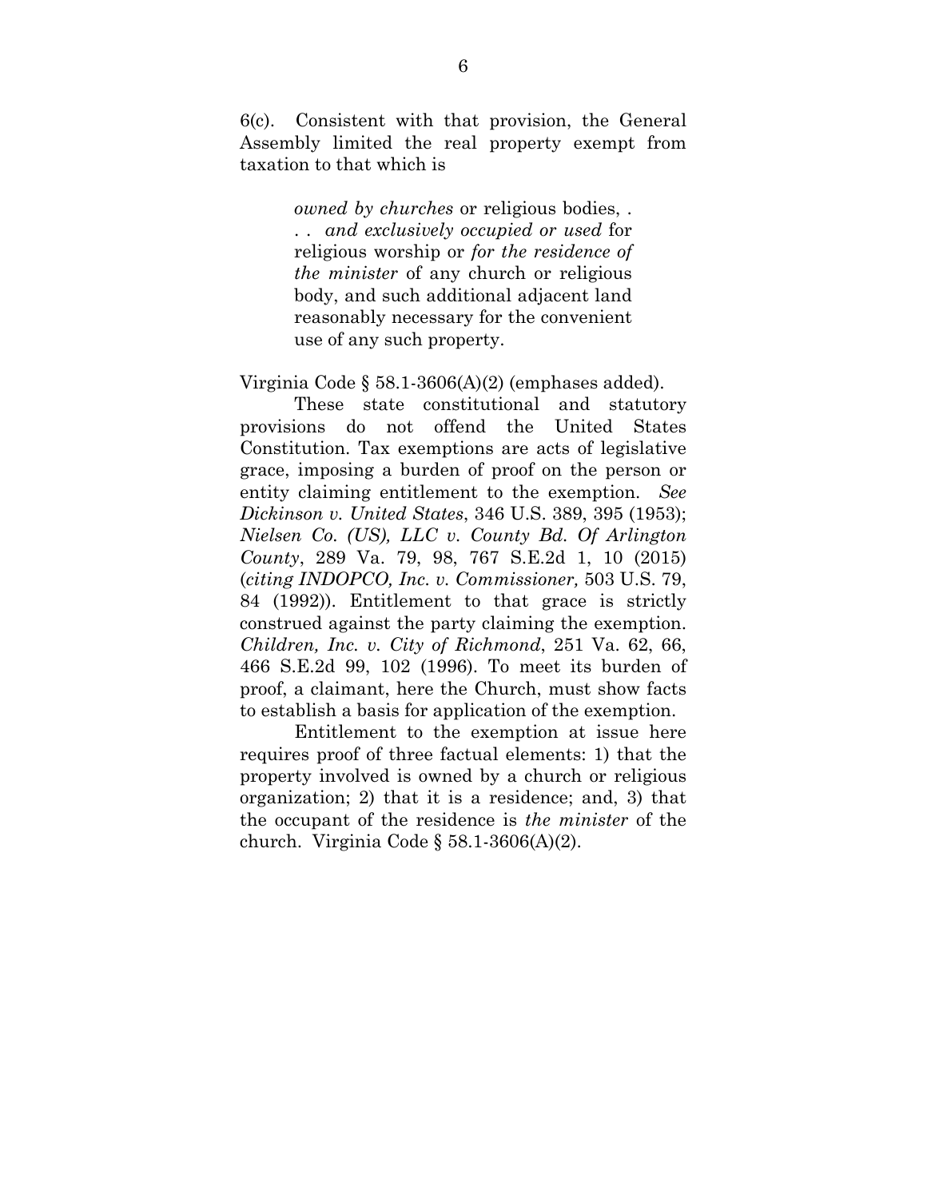6(c). Consistent with that provision, the General Assembly limited the real property exempt from taxation to that which is

> *owned by churches* or religious bodies, . . . *and exclusively occupied or used* for religious worship or *for the residence of the minister* of any church or religious body, and such additional adjacent land reasonably necessary for the convenient use of any such property.

Virginia Code § 58.1-3606(A)(2) (emphases added).

These state constitutional and statutory provisions do not offend the United States Constitution. Tax exemptions are acts of legislative grace, imposing a burden of proof on the person or entity claiming entitlement to the exemption. *See Dickinson v. United States*, 346 U.S. 389, 395 (1953); *Nielsen Co. (US), LLC v. County Bd. Of Arlington County*, 289 Va. 79, 98, 767 S.E.2d 1, 10 (2015) (*citing INDOPCO, Inc. v. Commissioner,* 503 U.S. 79, 84 (1992)). Entitlement to that grace is strictly construed against the party claiming the exemption. *Children, Inc. v. City of Richmond*, 251 Va. 62, 66, 466 S.E.2d 99, 102 (1996). To meet its burden of proof, a claimant, here the Church, must show facts to establish a basis for application of the exemption.

Entitlement to the exemption at issue here requires proof of three factual elements: 1) that the property involved is owned by a church or religious organization; 2) that it is a residence; and, 3) that the occupant of the residence is *the minister* of the church. Virginia Code § 58.1-3606(A)(2).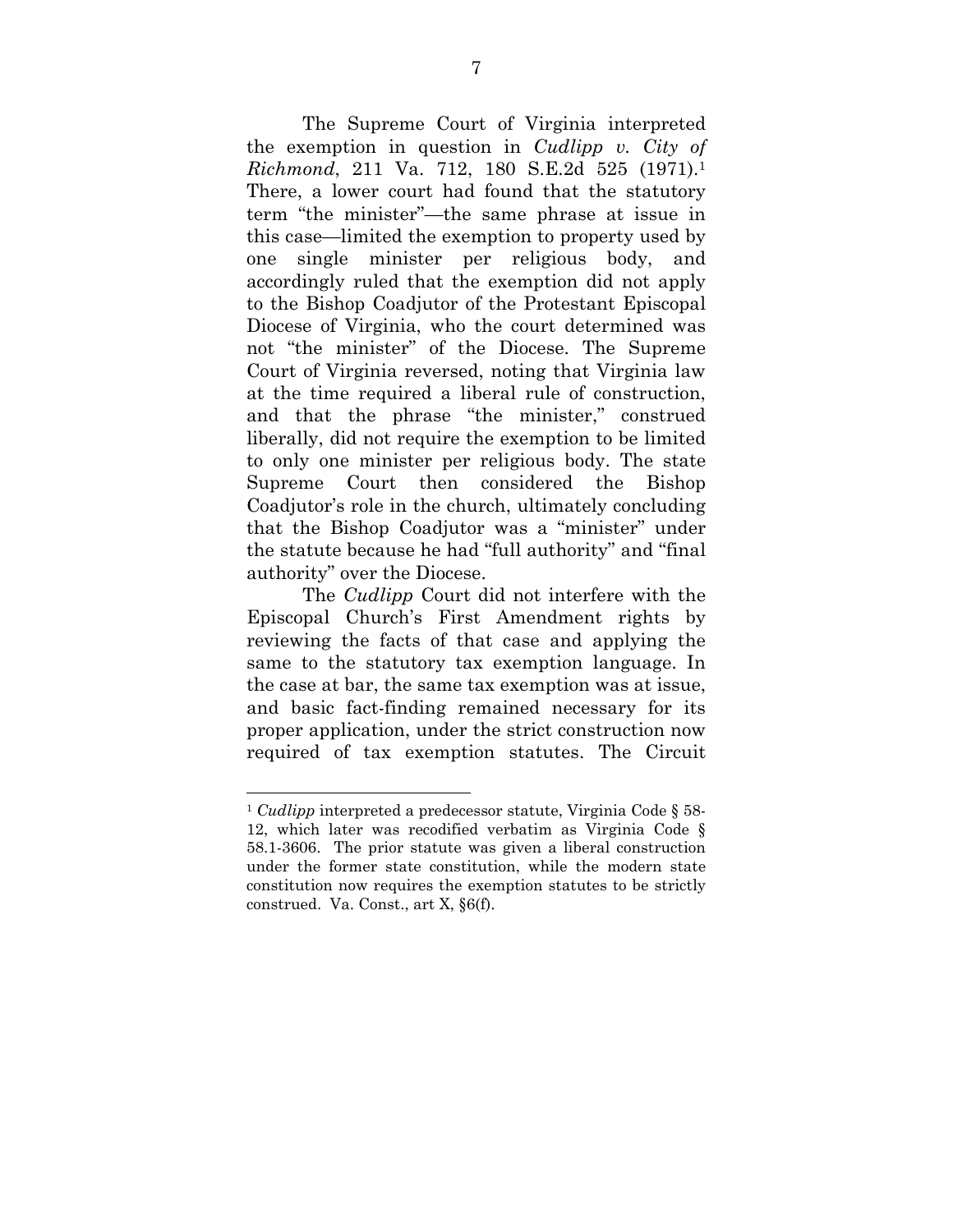The Supreme Court of Virginia interpreted the exemption in question in *Cudlipp v. City of Richmond*, 211 Va. 712, 180 S.E.2d 525 (1971).[1] There, a lower court had found that the statutory term "the minister"—the same phrase at issue in this case—limited the exemption to property used by one single minister per religious body, and accordingly ruled that the exemption did not apply to the Bishop Coadjutor of the Protestant Episcopal Diocese of Virginia, who the court determined was not "the minister" of the Diocese. The Supreme Court of Virginia reversed, noting that Virginia law at the time required a liberal rule of construction, and that the phrase "the minister," construed liberally, did not require the exemption to be limited to only one minister per religious body. The state Supreme Court then considered the Bishop Coadjutor's role in the church, ultimately concluding that the Bishop Coadjutor was a "minister" under the statute because he had "full authority" and "final authority" over the Diocese.

The *Cudlipp* Court did not interfere with the Episcopal Church's First Amendment rights by reviewing the facts of that case and applying the same to the statutory tax exemption language. In the case at bar, the same tax exemption was at issue, and basic fact-finding remained necessary for its proper application, under the strict construction now required of tax exemption statutes. The Circuit

---

[1] *Cudlipp* interpreted a predecessor statute, Virginia Code § 58-12, which later was recodified verbatim as Virginia Code § 58.1-3606. The prior statute was given a liberal construction under the former state constitution, while the modern state constitution now requires the exemption statutes to be strictly construed. Va. Const., art X, §6(f).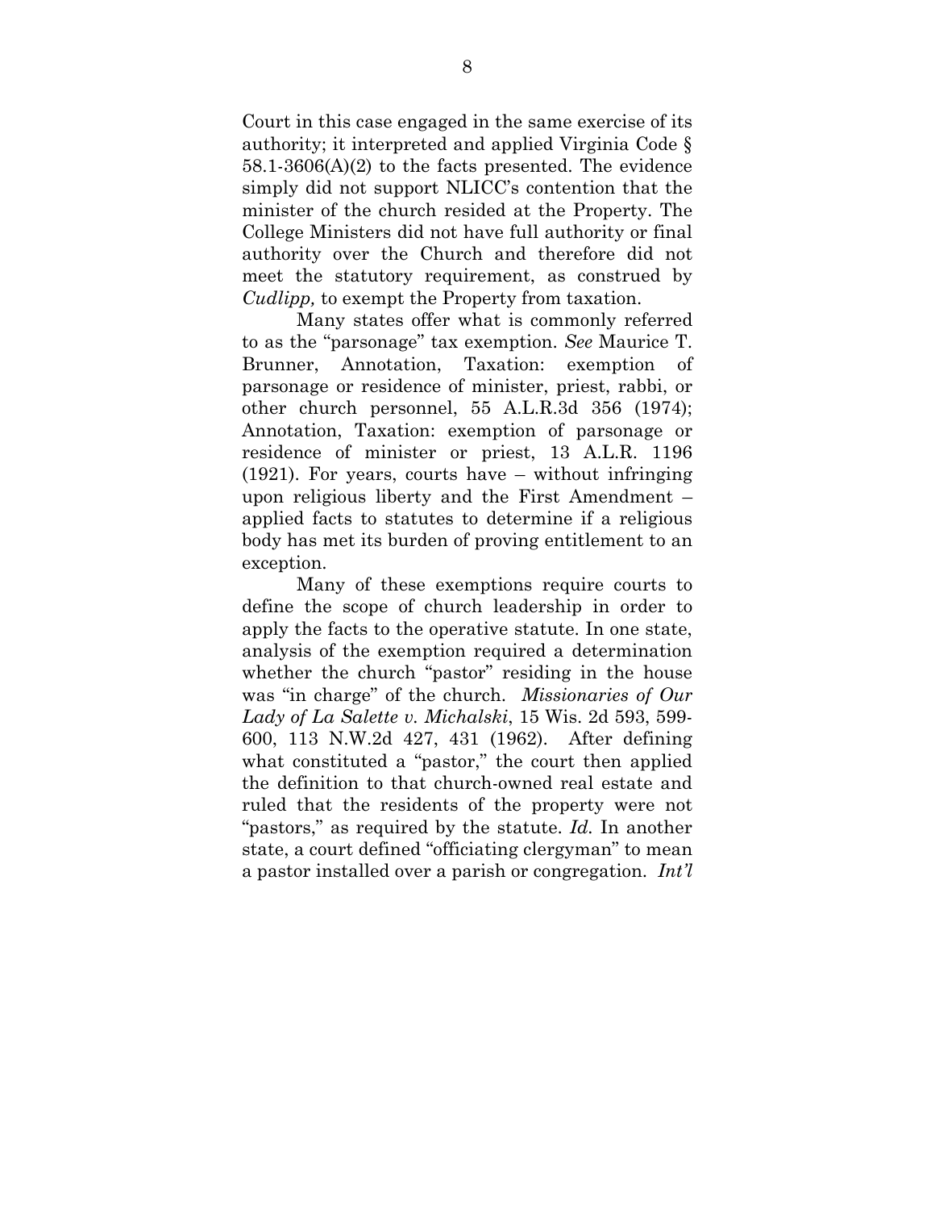Court in this case engaged in the same exercise of its authority; it interpreted and applied Virginia Code § 58.1-3606(A)(2) to the facts presented. The evidence simply did not support NLICC's contention that the minister of the church resided at the Property. The College Ministers did not have full authority or final authority over the Church and therefore did not meet the statutory requirement, as construed by *Cudlipp,* to exempt the Property from taxation.

Many states offer what is commonly referred to as the "parsonage" tax exemption. *See* Maurice T. Brunner, Annotation, Taxation: exemption of parsonage or residence of minister, priest, rabbi, or other church personnel, 55 A.L.R.3d 356 (1974); Annotation, Taxation: exemption of parsonage or residence of minister or priest, 13 A.L.R. 1196 (1921). For years, courts have – without infringing upon religious liberty and the First Amendment – applied facts to statutes to determine if a religious body has met its burden of proving entitlement to an exception.

Many of these exemptions require courts to define the scope of church leadership in order to apply the facts to the operative statute. In one state, analysis of the exemption required a determination whether the church "pastor" residing in the house was "in charge" of the church. *Missionaries of Our Lady of La Salette v. Michalski*, 15 Wis. 2d 593, 599-600, 113 N.W.2d 427, 431 (1962). After defining what constituted a "pastor," the court then applied the definition to that church-owned real estate and ruled that the residents of the property were not "pastors," as required by the statute. *Id.* In another state, a court defined "officiating clergyman" to mean a pastor installed over a parish or congregation. *Int'l*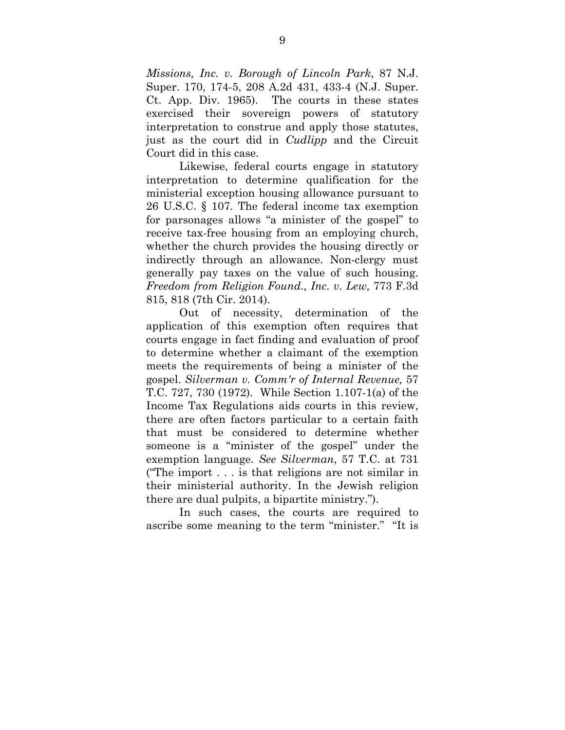*Missions, Inc. v. Borough of Lincoln Park*, 87 N.J. Super. 170, 174-5, 208 A.2d 431, 433-4 (N.J. Super. Ct. App. Div. 1965). The courts in these states exercised their sovereign powers of statutory interpretation to construe and apply those statutes, just as the court did in *Cudlipp* and the Circuit Court did in this case.

Likewise, federal courts engage in statutory interpretation to determine qualification for the ministerial exception housing allowance pursuant to 26 U.S.C. § 107. The federal income tax exemption for parsonages allows "a minister of the gospel" to receive tax-free housing from an employing church, whether the church provides the housing directly or indirectly through an allowance. Non-clergy must generally pay taxes on the value of such housing. *Freedom from Religion Found., Inc. v. Lew,* 773 F.3d 815, 818 (7th Cir. 2014).

Out of necessity, determination of the application of this exemption often requires that courts engage in fact finding and evaluation of proof to determine whether a claimant of the exemption meets the requirements of being a minister of the gospel. *Silverman v. Comm'r of Internal Revenue,* 57 T.C. 727, 730 (1972). While Section 1.107-1(a) of the Income Tax Regulations aids courts in this review, there are often factors particular to a certain faith that must be considered to determine whether someone is a "minister of the gospel" under the exemption language. *See Silverman*, 57 T.C. at 731 ("The import . . . is that religions are not similar in their ministerial authority. In the Jewish religion there are dual pulpits, a bipartite ministry.").

In such cases, the courts are required to ascribe some meaning to the term "minister." "It is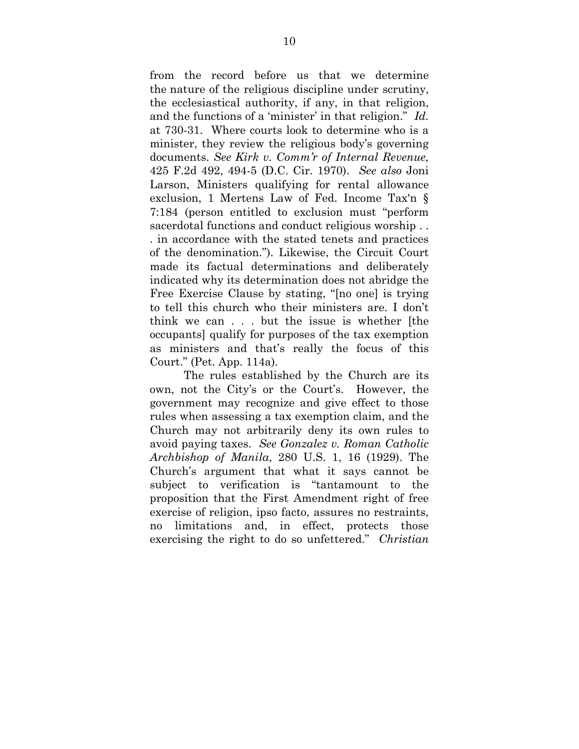from the record before us that we determine the nature of the religious discipline under scrutiny, the ecclesiastical authority, if any, in that religion, and the functions of a 'minister' in that religion." *Id.* at 730-31. Where courts look to determine who is a minister, they review the religious body's governing documents. *See Kirk v. Comm'r of Internal Revenue,* 425 F.2d 492, 494-5 (D.C. Cir. 1970). *See also* Joni Larson, Ministers qualifying for rental allowance exclusion, 1 Mertens Law of Fed. Income Tax'n § 7:184 (person entitled to exclusion must "perform sacerdotal functions and conduct religious worship . . . in accordance with the stated tenets and practices of the denomination."). Likewise, the Circuit Court made its factual determinations and deliberately indicated why its determination does not abridge the Free Exercise Clause by stating, "[no one] is trying to tell this church who their ministers are. I don't think we can . . . but the issue is whether [the occupants] qualify for purposes of the tax exemption as ministers and that's really the focus of this Court." (Pet. App. 114a).

The rules established by the Church are its own, not the City's or the Court's. However, the government may recognize and give effect to those rules when assessing a tax exemption claim, and the Church may not arbitrarily deny its own rules to avoid paying taxes. *See Gonzalez v. Roman Catholic Archbishop of Manila*, 280 U.S. 1, 16 (1929). The Church's argument that what it says cannot be subject to verification is "tantamount to the proposition that the First Amendment right of free exercise of religion, ipso facto, assures no restraints, no limitations and, in effect, protects those exercising the right to do so unfettered." *Christian*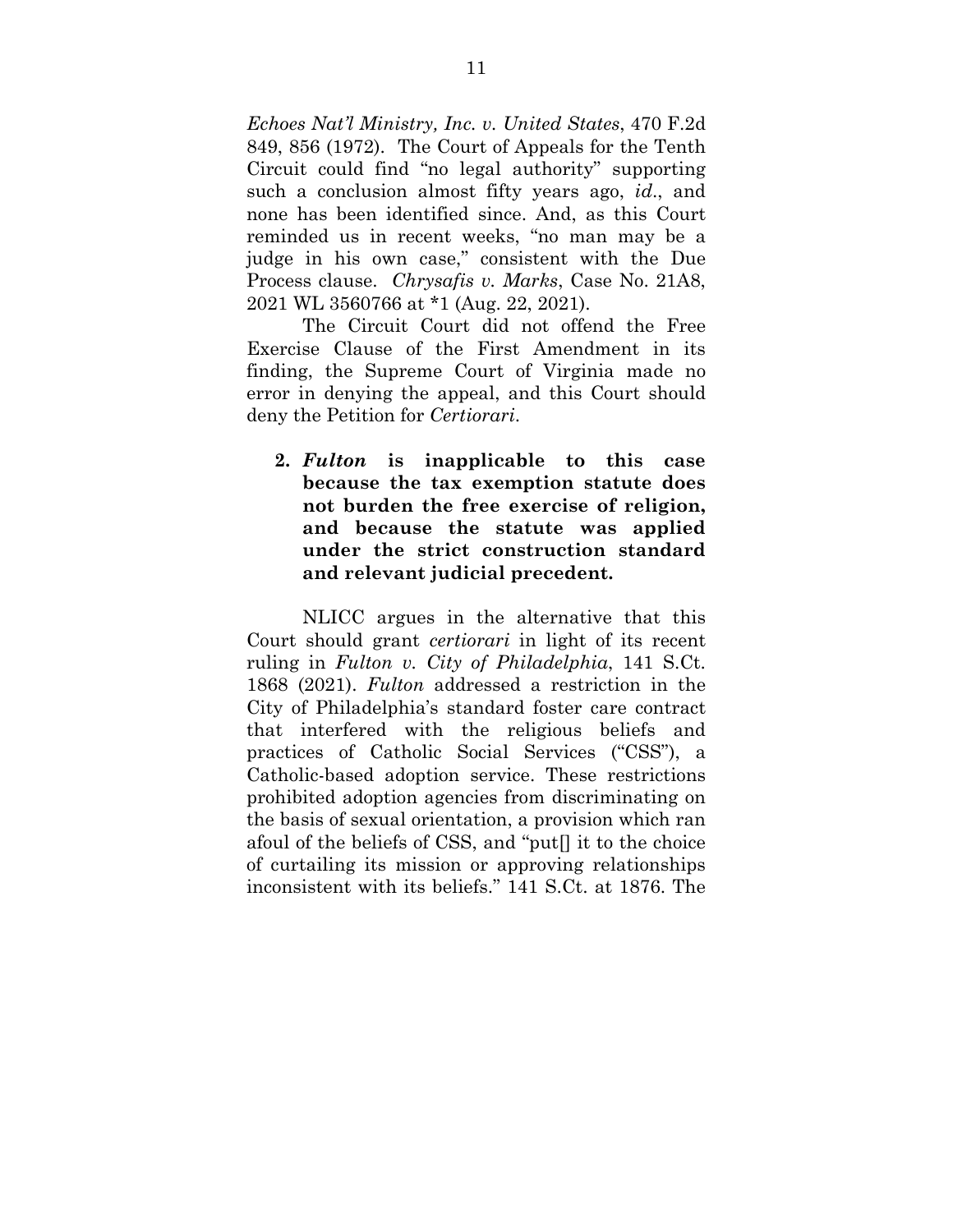*Echoes Nat'l Ministry, Inc. v. United States*, 470 F.2d 849, 856 (1972). The Court of Appeals for the Tenth Circuit could find "no legal authority" supporting such a conclusion almost fifty years ago, *id*., and none has been identified since. And, as this Court reminded us in recent weeks, "no man may be a judge in his own case," consistent with the Due Process clause. *Chrysafis v. Marks*, Case No. 21A8, 2021 WL 3560766 at *1 (Aug. 22, 2021).

The Circuit Court did not offend the Free Exercise Clause of the First Amendment in its finding, the Supreme Court of Virginia made no error in denying the appeal, and this Court should deny the Petition for *Certiorari*.

**2. *Fulton* is inapplicable to this case because the tax exemption statute does not burden the free exercise of religion, and because the statute was applied under the strict construction standard and relevant judicial precedent.**

NLICC argues in the alternative that this Court should grant *certiorari* in light of its recent ruling in *Fulton v. City of Philadelphia*, 141 S.Ct. 1868 (2021). *Fulton* addressed a restriction in the City of Philadelphia's standard foster care contract that interfered with the religious beliefs and practices of Catholic Social Services ("CSS"), a Catholic-based adoption service. These restrictions prohibited adoption agencies from discriminating on the basis of sexual orientation, a provision which ran afoul of the beliefs of CSS, and "put[] it to the choice of curtailing its mission or approving relationships inconsistent with its beliefs." 141 S.Ct. at 1876. The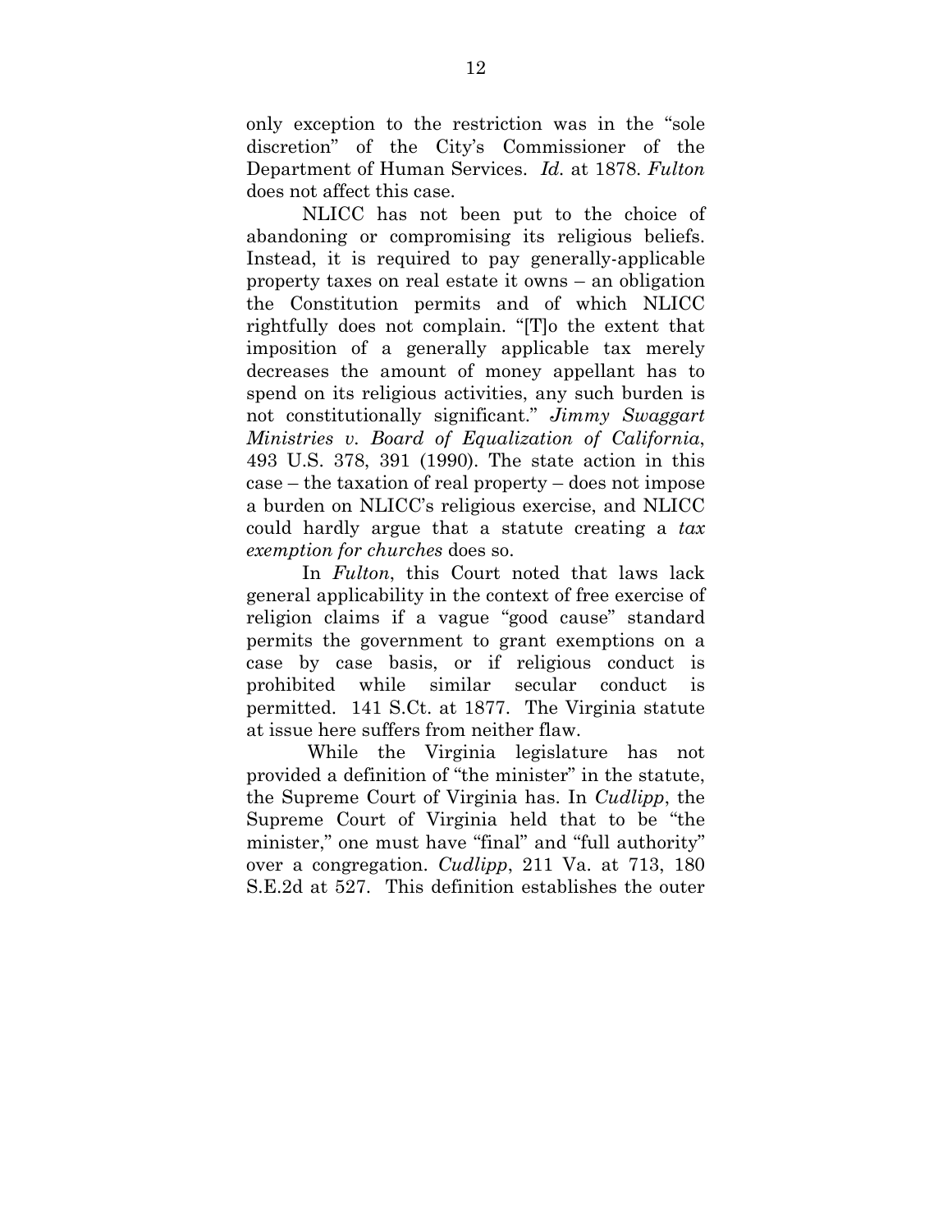only exception to the restriction was in the "sole discretion" of the City's Commissioner of the Department of Human Services. *Id.* at 1878. *Fulton* does not affect this case.

NLICC has not been put to the choice of abandoning or compromising its religious beliefs. Instead, it is required to pay generally-applicable property taxes on real estate it owns – an obligation the Constitution permits and of which NLICC rightfully does not complain. "[T]o the extent that imposition of a generally applicable tax merely decreases the amount of money appellant has to spend on its religious activities, any such burden is not constitutionally significant." *Jimmy Swaggart Ministries v. Board of Equalization of California*, 493 U.S. 378, 391 (1990). The state action in this case – the taxation of real property – does not impose a burden on NLICC's religious exercise, and NLICC could hardly argue that a statute creating a *tax exemption for churches* does so.

In *Fulton*, this Court noted that laws lack general applicability in the context of free exercise of religion claims if a vague "good cause" standard permits the government to grant exemptions on a case by case basis, or if religious conduct is prohibited while similar secular conduct is permitted. 141 S.Ct. at 1877. The Virginia statute at issue here suffers from neither flaw.

While the Virginia legislature has not provided a definition of "the minister" in the statute, the Supreme Court of Virginia has. In *Cudlipp*, the Supreme Court of Virginia held that to be "the minister," one must have "final" and "full authority" over a congregation. *Cudlipp*, 211 Va. at 713, 180 S.E.2d at 527. This definition establishes the outer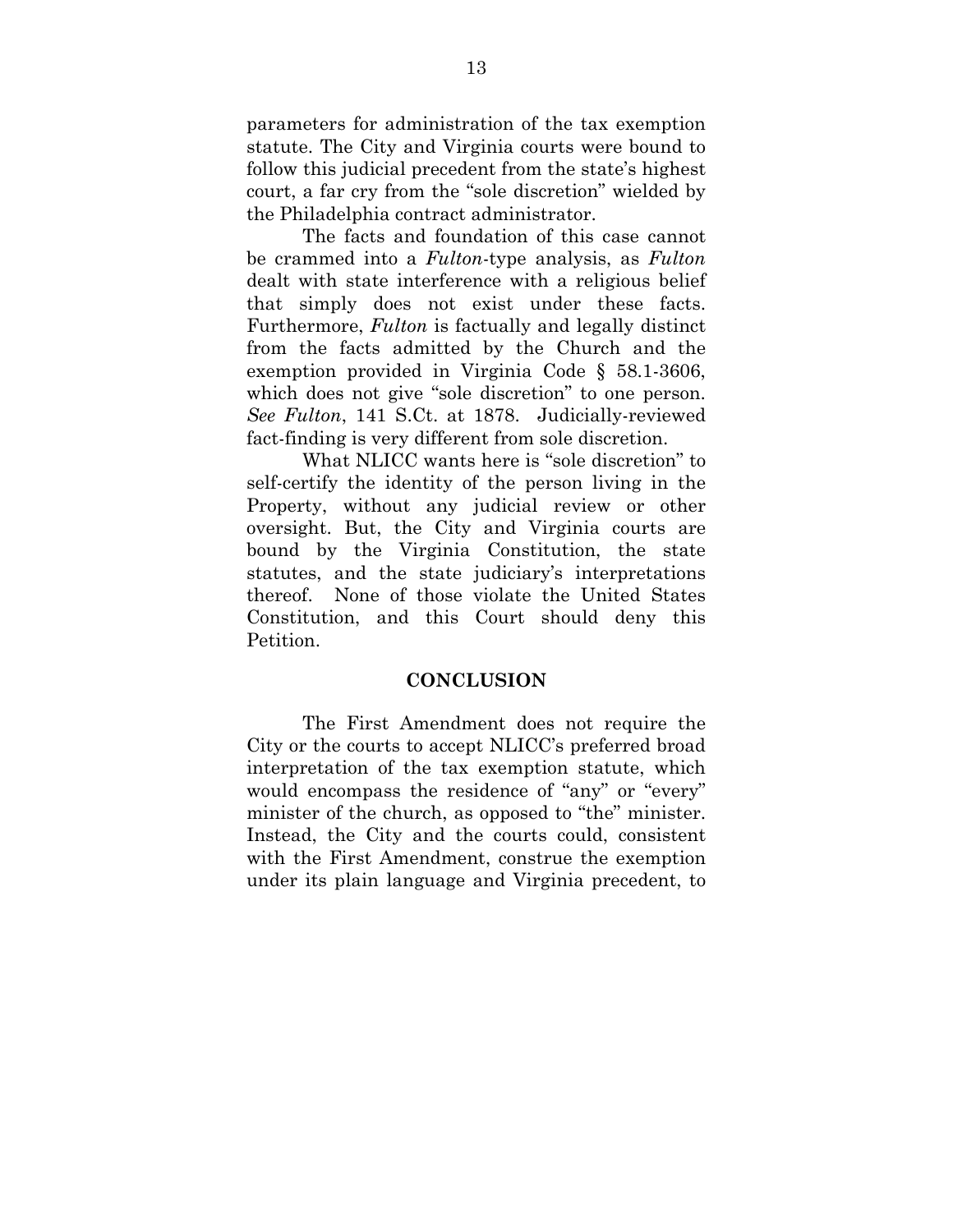parameters for administration of the tax exemption statute. The City and Virginia courts were bound to follow this judicial precedent from the state's highest court, a far cry from the "sole discretion" wielded by the Philadelphia contract administrator.

The facts and foundation of this case cannot be crammed into a *Fulton*-type analysis, as *Fulton* dealt with state interference with a religious belief that simply does not exist under these facts. Furthermore, *Fulton* is factually and legally distinct from the facts admitted by the Church and the exemption provided in Virginia Code § 58.1-3606, which does not give "sole discretion" to one person. *See Fulton*, 141 S.Ct. at 1878. Judicially-reviewed fact-finding is very different from sole discretion.

What NLICC wants here is "sole discretion" to self-certify the identity of the person living in the Property, without any judicial review or other oversight. But, the City and Virginia courts are bound by the Virginia Constitution, the state statutes, and the state judiciary's interpretations thereof. None of those violate the United States Constitution, and this Court should deny this Petition.

## CONCLUSION

The First Amendment does not require the City or the courts to accept NLICC's preferred broad interpretation of the tax exemption statute, which would encompass the residence of "any" or "every" minister of the church, as opposed to "the" minister. Instead, the City and the courts could, consistent with the First Amendment, construe the exemption under its plain language and Virginia precedent, to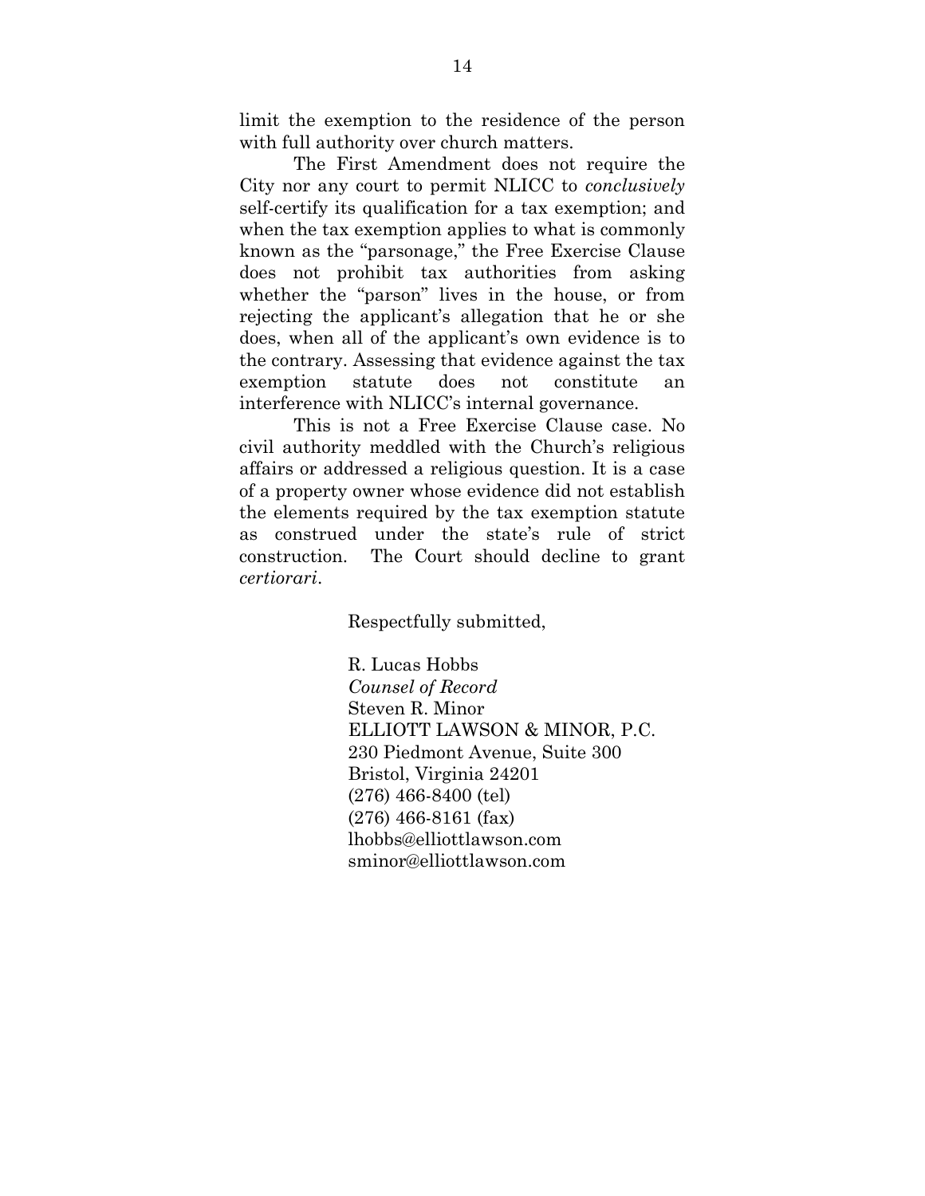limit the exemption to the residence of the person with full authority over church matters.

The First Amendment does not require the City nor any court to permit NLICC to *conclusively* self-certify its qualification for a tax exemption; and when the tax exemption applies to what is commonly known as the "parsonage," the Free Exercise Clause does not prohibit tax authorities from asking whether the "parson" lives in the house, or from rejecting the applicant's allegation that he or she does, when all of the applicant's own evidence is to the contrary. Assessing that evidence against the tax exemption statute does not constitute an interference with NLICC's internal governance.

This is not a Free Exercise Clause case. No civil authority meddled with the Church's religious affairs or addressed a religious question. It is a case of a property owner whose evidence did not establish the elements required by the tax exemption statute as construed under the state's rule of strict construction. The Court should decline to grant *certiorari*.

Respectfully submitted,

R. Lucas Hobbs
*Counsel of Record*
Steven R. Minor
ELLIOTT LAWSON & MINOR, P.C.
230 Piedmont Avenue, Suite 300
Bristol, Virginia 24201
(276) 466-8400 (tel)
(276) 466-8161 (fax)
lhobbs@elliottlawson.com
sminor@elliottlawson.com